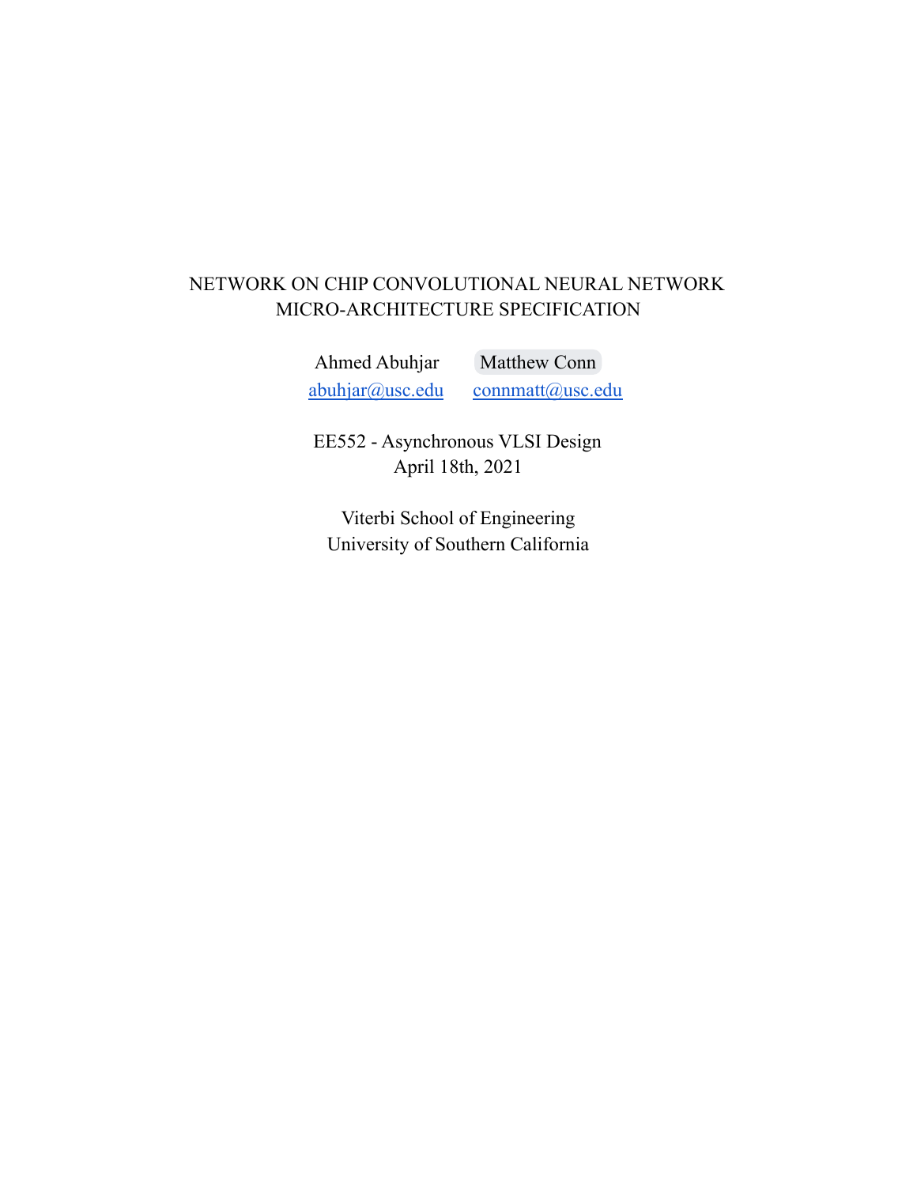# NETWORK ON CHIP CONVOLUTIONAL NEURAL NETWORK MICRO-ARCHITECTURE SPECIFICATION

Ahmed Abuhjar Matthew Conn

abuhjar@usc.edu connmatt@usc.edu

EE552 - Asynchronous VLSI Design

April 18th, 2021

Viterbi School of Engineering

University of Southern California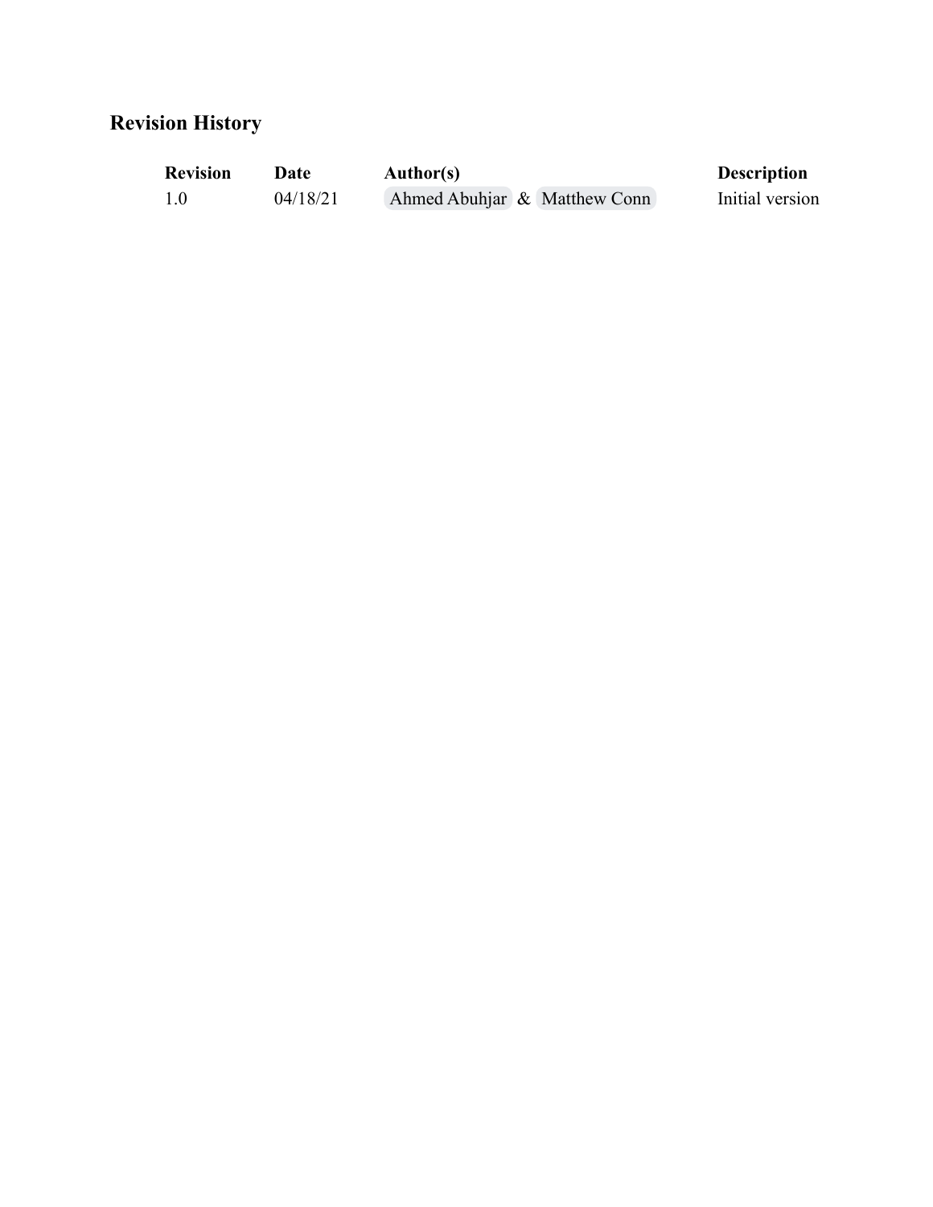## Revision History

| Revision | Date | Author(s) | Description |
| --- | --- | --- | --- |
| 1.0 | 04/18/21 | Ahmed Abuhjar & Matthew Conn | Initial version |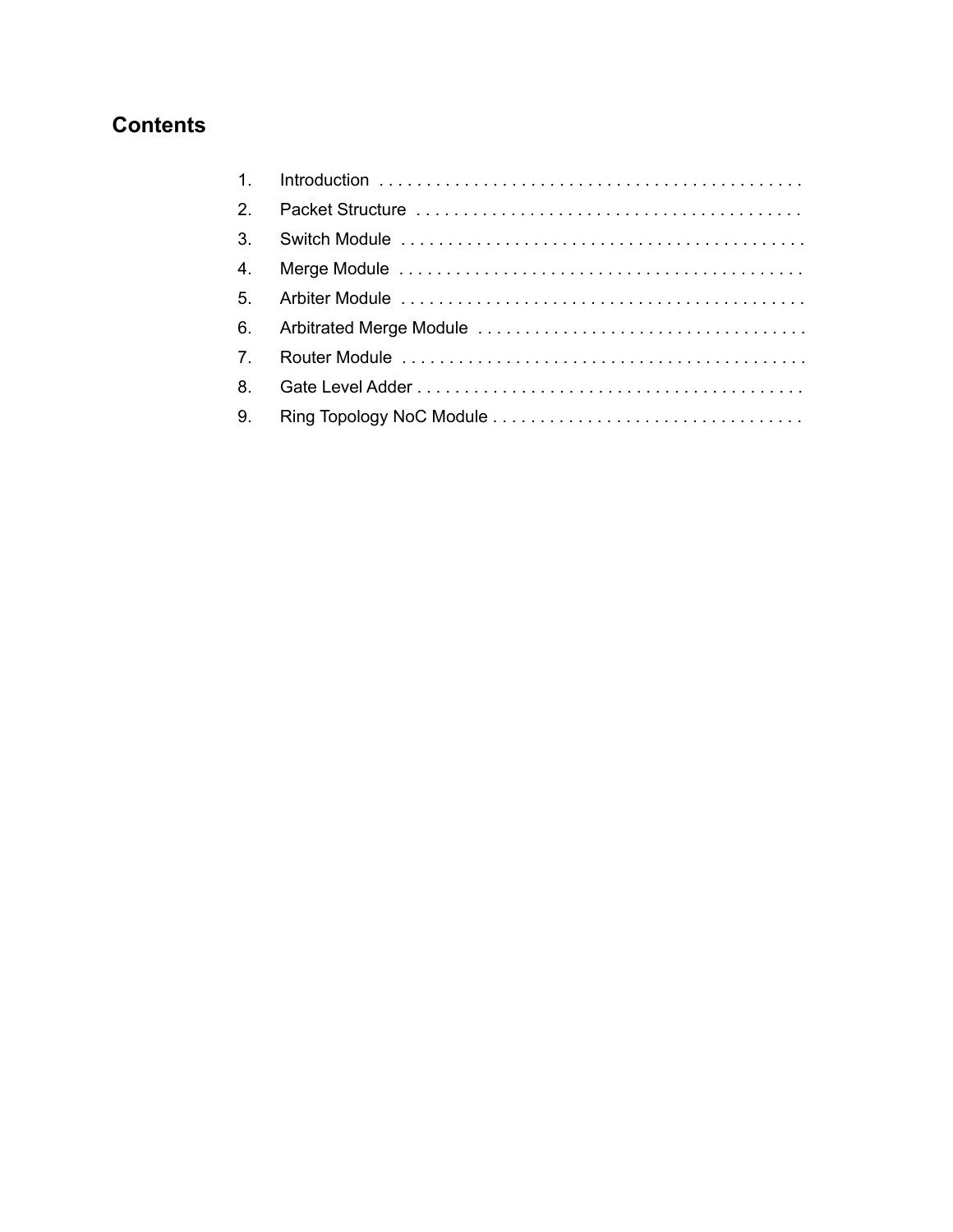# Contents

1. Introduction
2. Packet Structure
3. Switch Module
4. Merge Module
5. Arbiter Module
6. Arbitrated Merge Module
7. Router Module
8. Gate Level Adder
9. Ring Topology NoC Module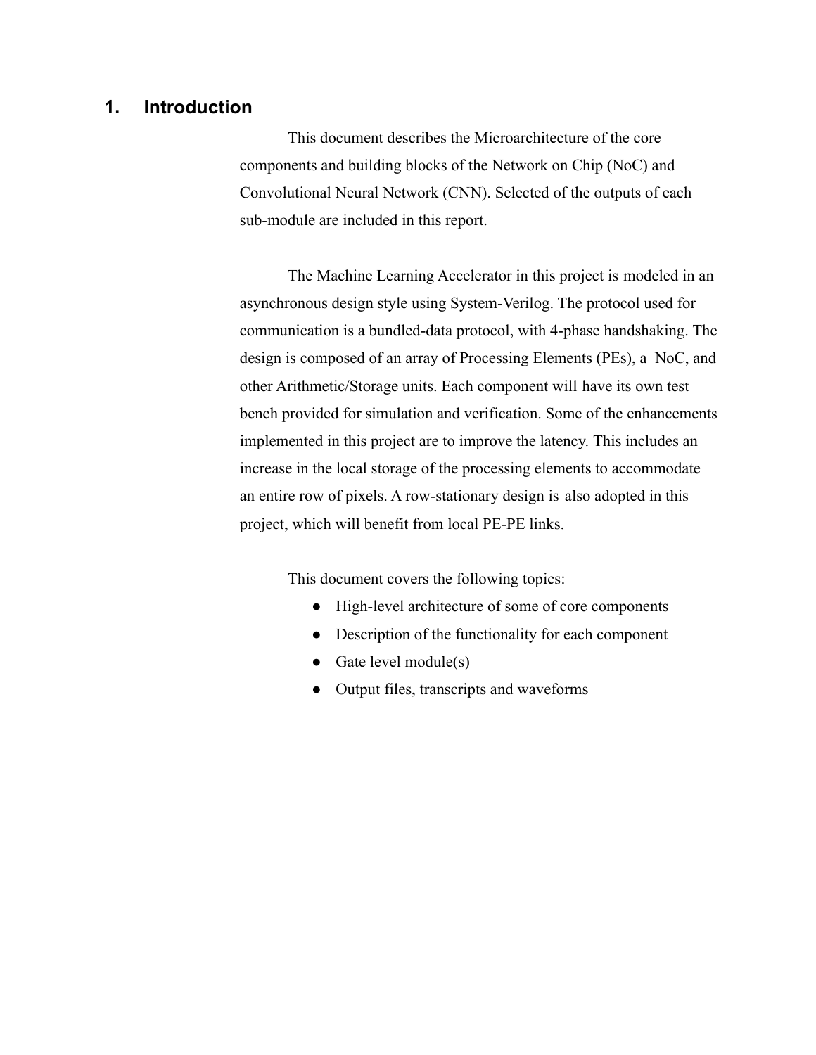# 1. Introduction

This document describes the Microarchitecture of the core components and building blocks of the Network on Chip (NoC) and Convolutional Neural Network (CNN). Selected of the outputs of each sub-module are included in this report.

The Machine Learning Accelerator in this project is modeled in an asynchronous design style using System-Verilog. The protocol used for communication is a bundled-data protocol, with 4-phase handshaking. The design is composed of an array of Processing Elements (PEs), a NoC, and other Arithmetic/Storage units. Each component will have its own test bench provided for simulation and verification. Some of the enhancements implemented in this project are to improve the latency. This includes an increase in the local storage of the processing elements to accommodate an entire row of pixels. A row-stationary design is also adopted in this project, which will benefit from local PE-PE links.

This document covers the following topics:

- High-level architecture of some of core components
- Description of the functionality for each component
- Gate level module(s)
- Output files, transcripts and waveforms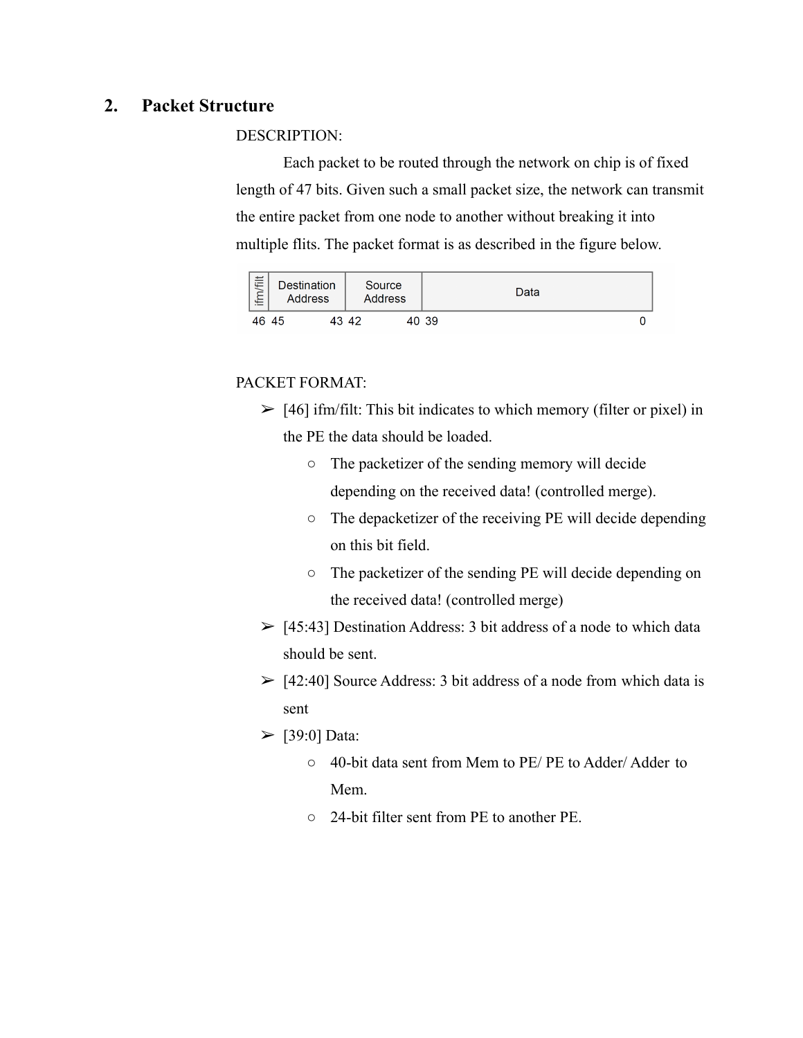## 2. Packet Structure

DESCRIPTION:

Each packet to be routed through the network on chip is of fixed length of 47 bits. Given such a small packet size, the network can transmit the entire packet from one node to another without breaking it into multiple flits. The packet format is as described in the figure below.

| ifm/filt | Destination Address | Source Address | Data |
|---|---|---|---|
| 46 | 45 – 43 | 42 – 40 | 39 – 0 |

PACKET FORMAT:

- [46] ifm/filt: This bit indicates to which memory (filter or pixel) in the PE the data should be loaded.
  - The packetizer of the sending memory will decide depending on the received data! (controlled merge).
  - The depacketizer of the receiving PE will decide depending on this bit field.
  - The packetizer of the sending PE will decide depending on the received data! (controlled merge)
- [45:43] Destination Address: 3 bit address of a node to which data should be sent.
- [42:40] Source Address: 3 bit address of a node from which data is sent
- [39:0] Data:
  - 40-bit data sent from Mem to PE/ PE to Adder/ Adder to Mem.
  - 24-bit filter sent from PE to another PE.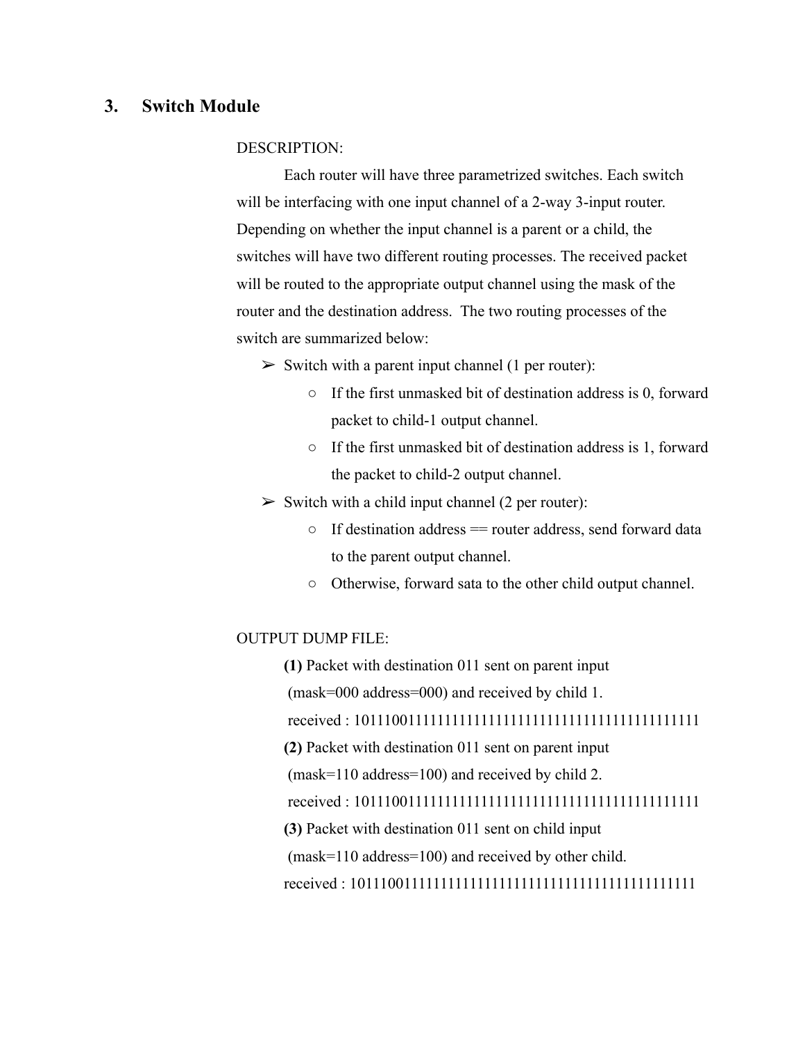## 3. Switch Module

DESCRIPTION:

Each router will have three parametrized switches. Each switch will be interfacing with one input channel of a 2-way 3-input router. Depending on whether the input channel is a parent or a child, the switches will have two different routing processes. The received packet will be routed to the appropriate output channel using the mask of the router and the destination address. The two routing processes of the switch are summarized below:

- Switch with a parent input channel (1 per router):
  - If the first unmasked bit of destination address is 0, forward packet to child-1 output channel.
  - If the first unmasked bit of destination address is 1, forward the packet to child-2 output channel.
- Switch with a child input channel (2 per router):
  - If destination address == router address, send forward data to the parent output channel.
  - Otherwise, forward sata to the other child output channel.

OUTPUT DUMP FILE:

**(1)** Packet with destination 011 sent on parent input (mask=000 address=000) and received by child 1.
received : 1011100111111111111111111111111111111111111111

**(2)** Packet with destination 011 sent on parent input (mask=110 address=100) and received by child 2.
received : 1011100111111111111111111111111111111111111111

**(3)** Packet with destination 011 sent on child input (mask=110 address=100) and received by other child.
received : 1011100111111111111111111111111111111111111111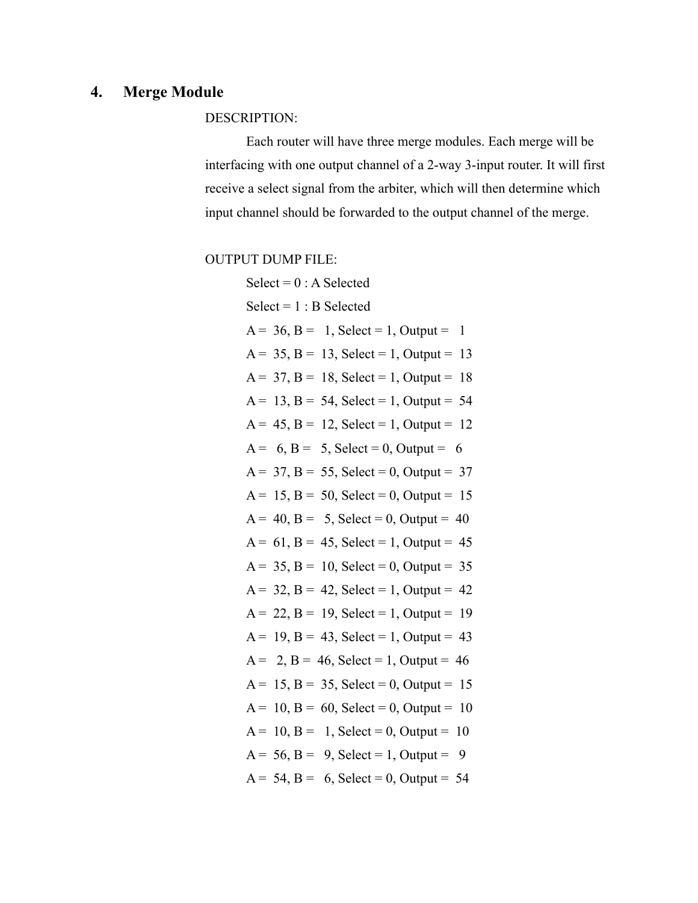## 4. Merge Module

DESCRIPTION:

Each router will have three merge modules. Each merge will be interfacing with one output channel of a 2-way 3-input router. It will first receive a select signal from the arbiter, which will then determine which input channel should be forwarded to the output channel of the merge.

OUTPUT DUMP FILE:

```
Select = 0 : A Selected
Select = 1 : B Selected
A =  36, B =   1, Select = 1, Output =   1
A =  35, B =  13, Select = 1, Output =  13
A =  37, B =  18, Select = 1, Output =  18
A =  13, B =  54, Select = 1, Output =  54
A =  45, B =  12, Select = 1, Output =  12
A =   6, B =   5, Select = 0, Output =   6
A =  37, B =  55, Select = 0, Output =  37
A =  15, B =  50, Select = 0, Output =  15
A =  40, B =   5, Select = 0, Output =  40
A =  61, B =  45, Select = 1, Output =  45
A =  35, B =  10, Select = 0, Output =  35
A =  32, B =  42, Select = 1, Output =  42
A =  22, B =  19, Select = 1, Output =  19
A =  19, B =  43, Select = 1, Output =  43
A =   2, B =  46, Select = 1, Output =  46
A =  15, B =  35, Select = 0, Output =  15
A =  10, B =  60, Select = 0, Output =  10
A =  10, B =   1, Select = 0, Output =  10
A =  56, B =   9, Select = 1, Output =   9
A =  54, B =   6, Select = 0, Output =  54
```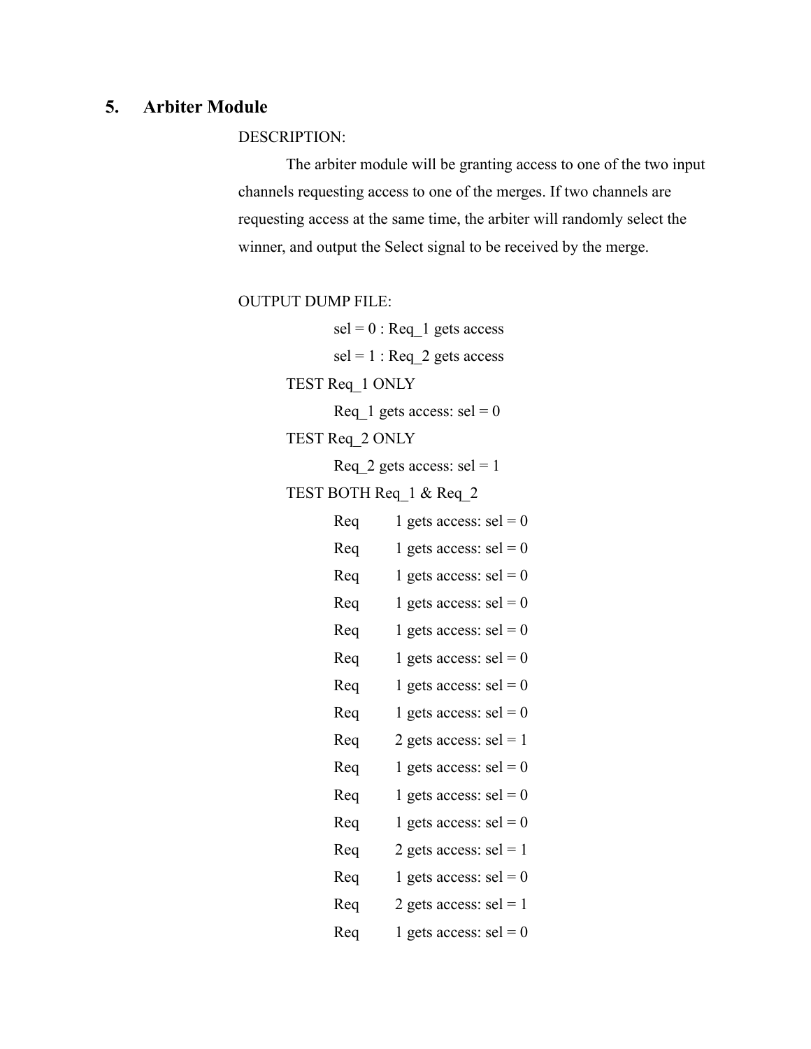## 5. Arbiter Module

DESCRIPTION:

The arbiter module will be granting access to one of the two input channels requesting access to one of the merges. If two channels are requesting access at the same time, the arbiter will randomly select the winner, and output the Select signal to be received by the merge.

OUTPUT DUMP FILE:

```
        sel = 0 : Req_1 gets access
        sel = 1 : Req_2 gets access
    TEST Req_1 ONLY
        Req_1 gets access: sel = 0
    TEST Req_2 ONLY
        Req_2 gets access: sel = 1
    TEST BOTH Req_1 & Req_2
        Req     1 gets access: sel = 0
        Req     1 gets access: sel = 0
        Req     1 gets access: sel = 0
        Req     1 gets access: sel = 0
        Req     1 gets access: sel = 0
        Req     1 gets access: sel = 0
        Req     1 gets access: sel = 0
        Req     1 gets access: sel = 0
        Req     2 gets access: sel = 1
        Req     1 gets access: sel = 0
        Req     1 gets access: sel = 0
        Req     1 gets access: sel = 0
        Req     2 gets access: sel = 1
        Req     1 gets access: sel = 0
        Req     2 gets access: sel = 1
        Req     1 gets access: sel = 0
```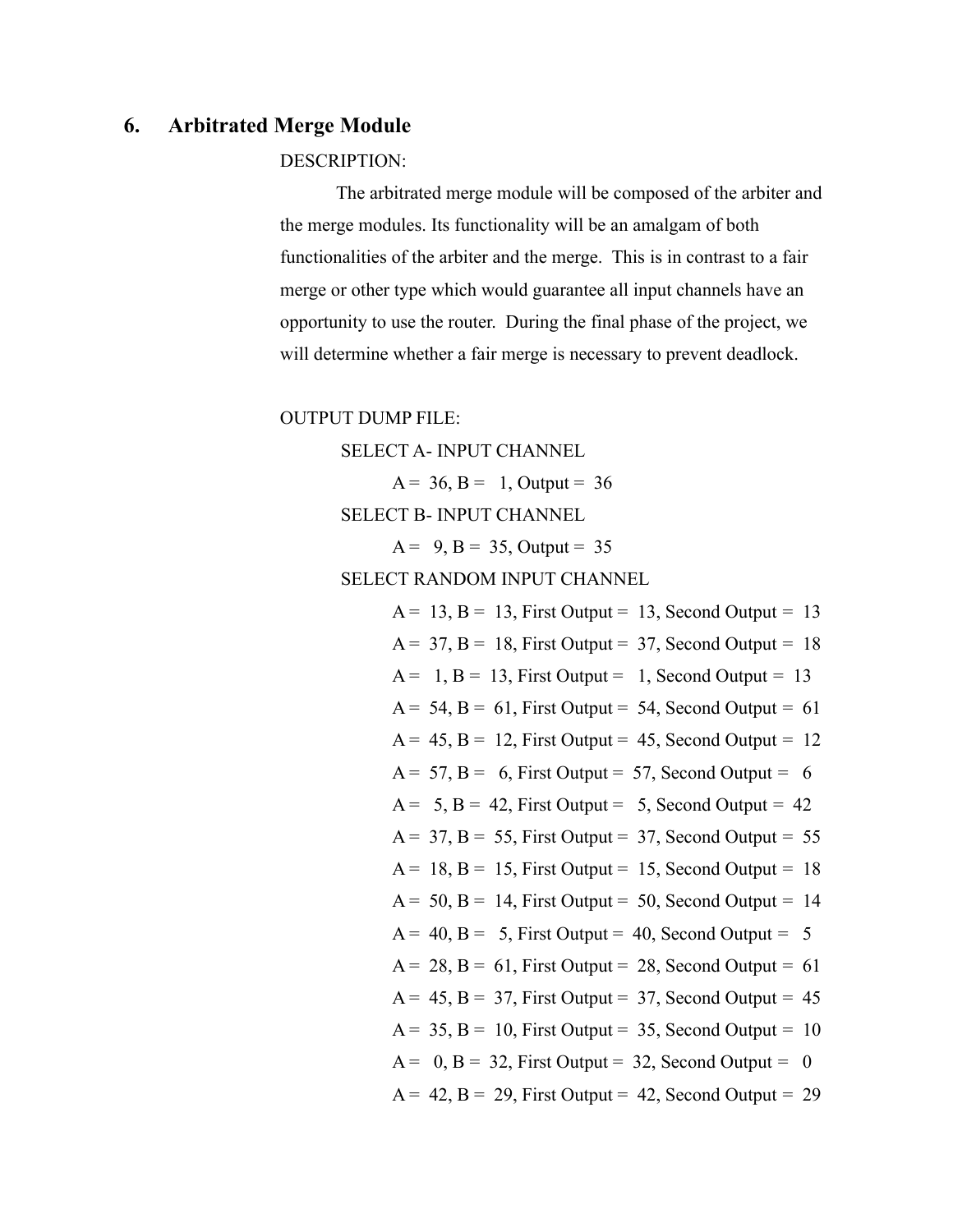## 6. Arbitrated Merge Module

DESCRIPTION:

The arbitrated merge module will be composed of the arbiter and the merge modules. Its functionality will be an amalgam of both functionalities of the arbiter and the merge. This is in contrast to a fair merge or other type which would guarantee all input channels have an opportunity to use the router. During the final phase of the project, we will determine whether a fair merge is necessary to prevent deadlock.

OUTPUT DUMP FILE:

```
SELECT A- INPUT CHANNEL
        A =  36, B =   1, Output =  36
SELECT B- INPUT CHANNEL
        A =   9, B =  35, Output =  35
SELECT RANDOM INPUT CHANNEL
        A =  13, B =  13, First Output =  13, Second Output =  13
        A =  37, B =  18, First Output =  37, Second Output =  18
        A =   1, B =  13, First Output =   1, Second Output =  13
        A =  54, B =  61, First Output =  54, Second Output =  61
        A =  45, B =  12, First Output =  45, Second Output =  12
        A =  57, B =   6, First Output =  57, Second Output =   6
        A =   5, B =  42, First Output =   5, Second Output =  42
        A =  37, B =  55, First Output =  37, Second Output =  55
        A =  18, B =  15, First Output =  15, Second Output =  18
        A =  50, B =  14, First Output =  50, Second Output =  14
        A =  40, B =   5, First Output =  40, Second Output =   5
        A =  28, B =  61, First Output =  28, Second Output =  61
        A =  45, B =  37, First Output =  37, Second Output =  45
        A =  35, B =  10, First Output =  35, Second Output =  10
        A =   0, B =  32, First Output =  32, Second Output =   0
        A =  42, B =  29, First Output =  42, Second Output =  29
```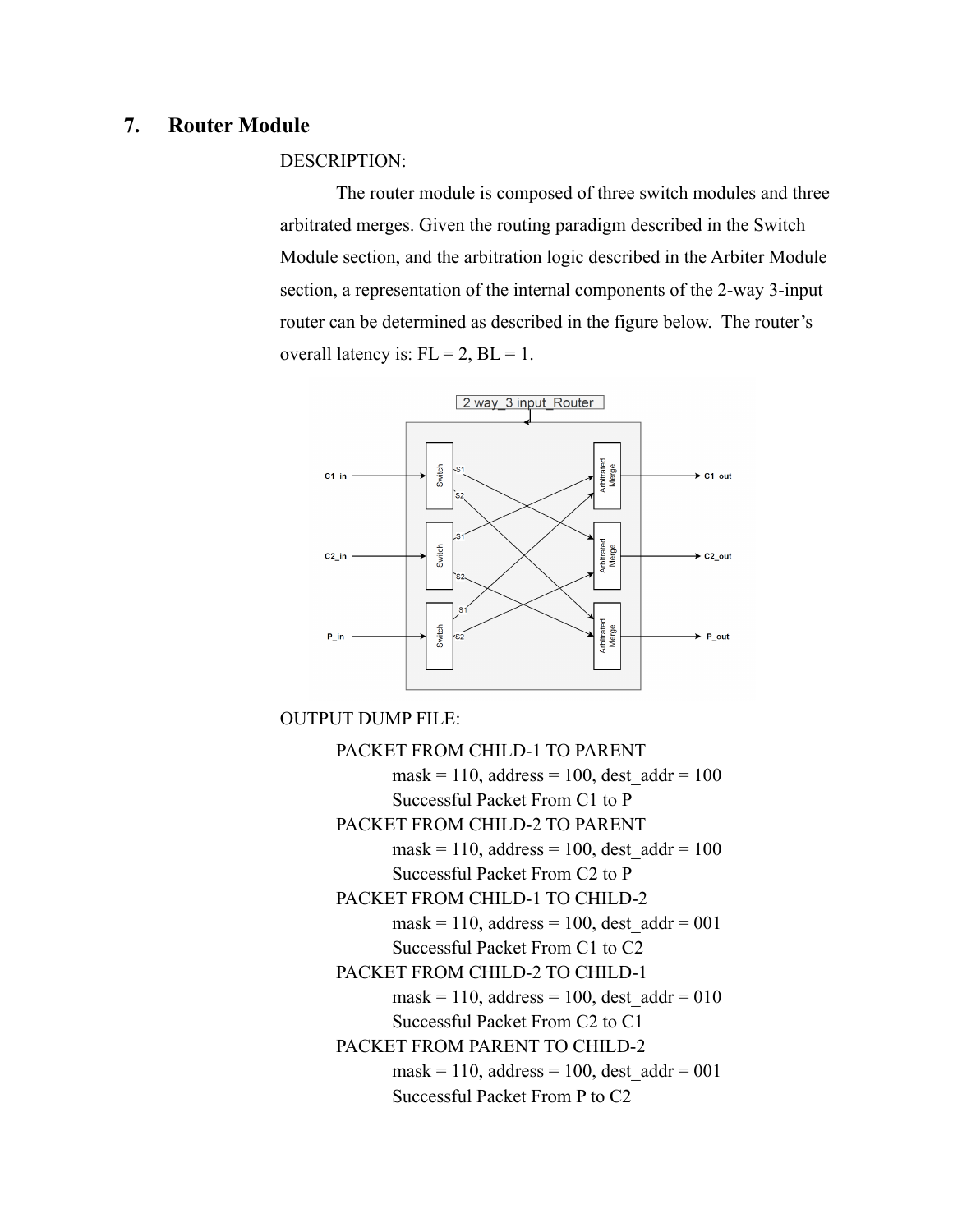## 7. Router Module

DESCRIPTION:

The router module is composed of three switch modules and three arbitrated merges. Given the routing paradigm described in the Switch Module section, and the arbitration logic described in the Arbiter Module section, a representation of the internal components of the 2-way 3-input router can be determined as described in the figure below. The router's overall latency is: FL = 2, BL = 1.

OUTPUT DUMP FILE:

PACKET FROM CHILD-1 TO PARENT
mask = 110, address = 100, dest_addr = 100
Successful Packet From C1 to P

PACKET FROM CHILD-2 TO PARENT
mask = 110, address = 100, dest_addr = 100
Successful Packet From C2 to P

PACKET FROM CHILD-1 TO CHILD-2
mask = 110, address = 100, dest_addr = 001
Successful Packet From C1 to C2

PACKET FROM CHILD-2 TO CHILD-1
mask = 110, address = 100, dest_addr = 010
Successful Packet From C2 to C1

PACKET FROM PARENT TO CHILD-2
mask = 110, address = 100, dest_addr = 001
Successful Packet From P to C2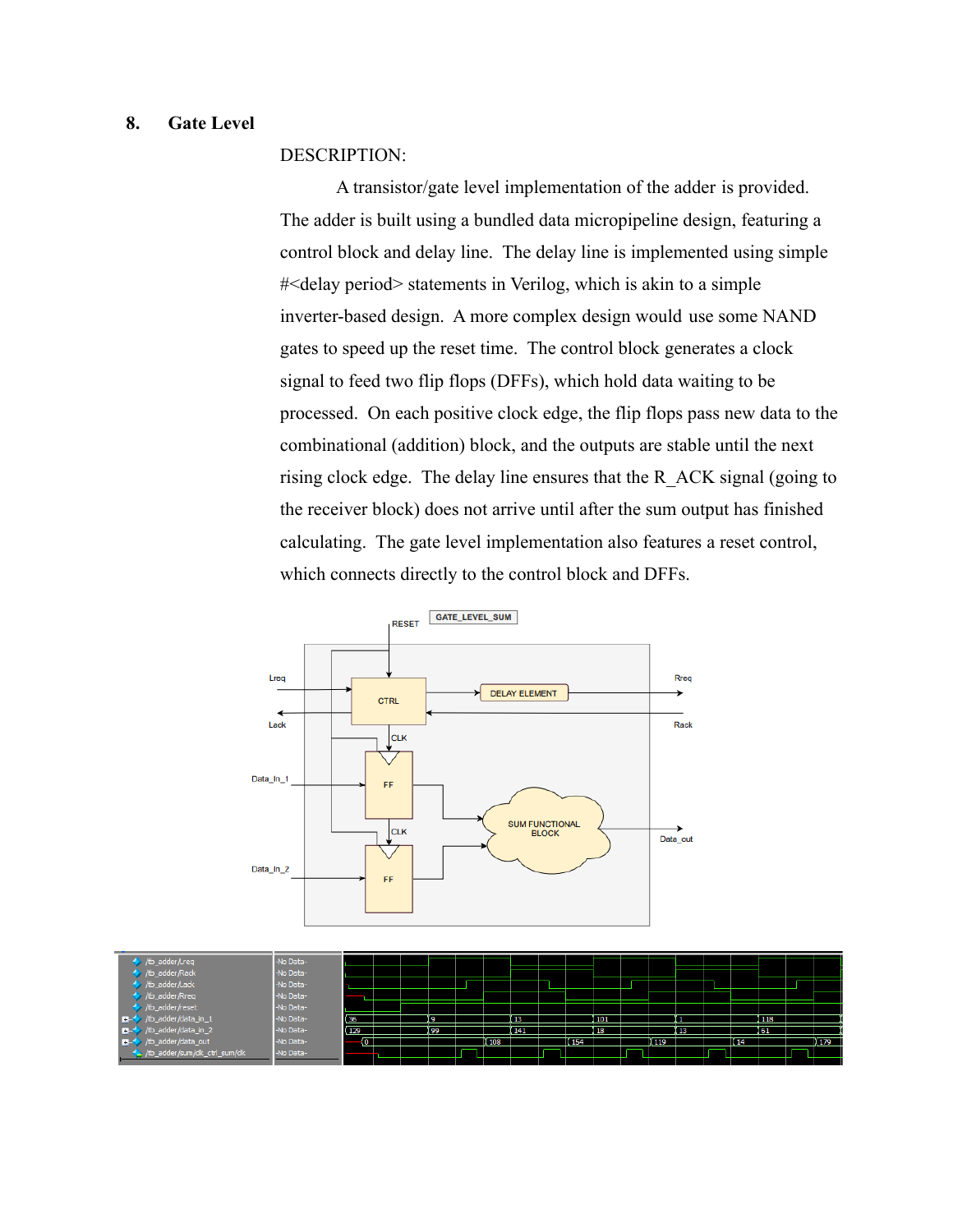## 8. Gate Level

DESCRIPTION:

A transistor/gate level implementation of the adder is provided. The adder is built using a bundled data micropipeline design, featuring a control block and delay line. The delay line is implemented using simple #<delay period> statements in Verilog, which is akin to a simple inverter-based design. A more complex design would use some NAND gates to speed up the reset time. The control block generates a clock signal to feed two flip flops (DFFs), which hold data waiting to be processed. On each positive clock edge, the flip flops pass new data to the combinational (addition) block, and the outputs are stable until the next rising clock edge. The delay line ensures that the R_ACK signal (going to the receiver block) does not arrive until after the sum output has finished calculating. The gate level implementation also features a reset control, which connects directly to the control block and DFFs.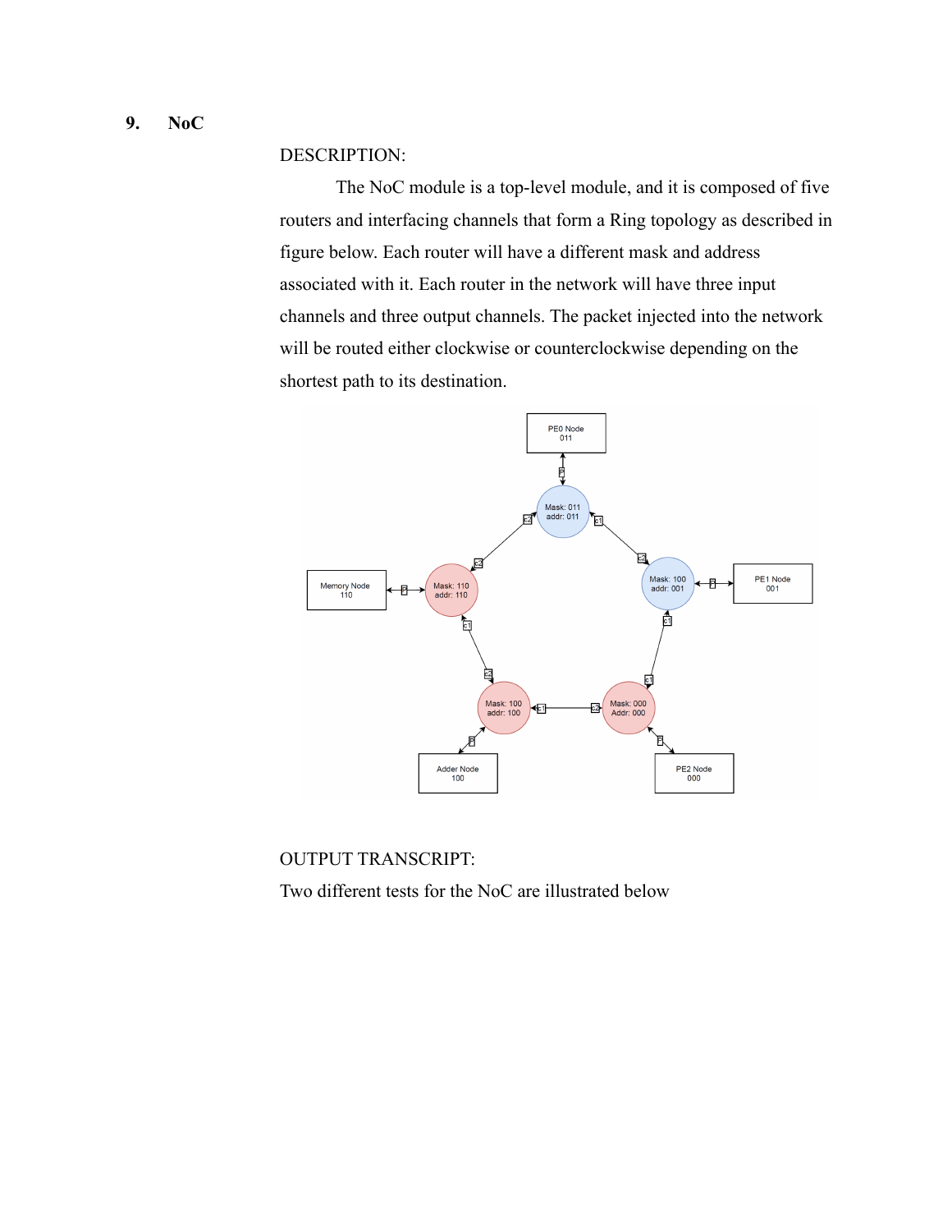## 9. NoC

DESCRIPTION:

The NoC module is a top-level module, and it is composed of five routers and interfacing channels that form a Ring topology as described in figure below. Each router will have a different mask and address associated with it. Each router in the network will have three input channels and three output channels. The packet injected into the network will be routed either clockwise or counterclockwise depending on the shortest path to its destination.

OUTPUT TRANSCRIPT:

Two different tests for the NoC are illustrated below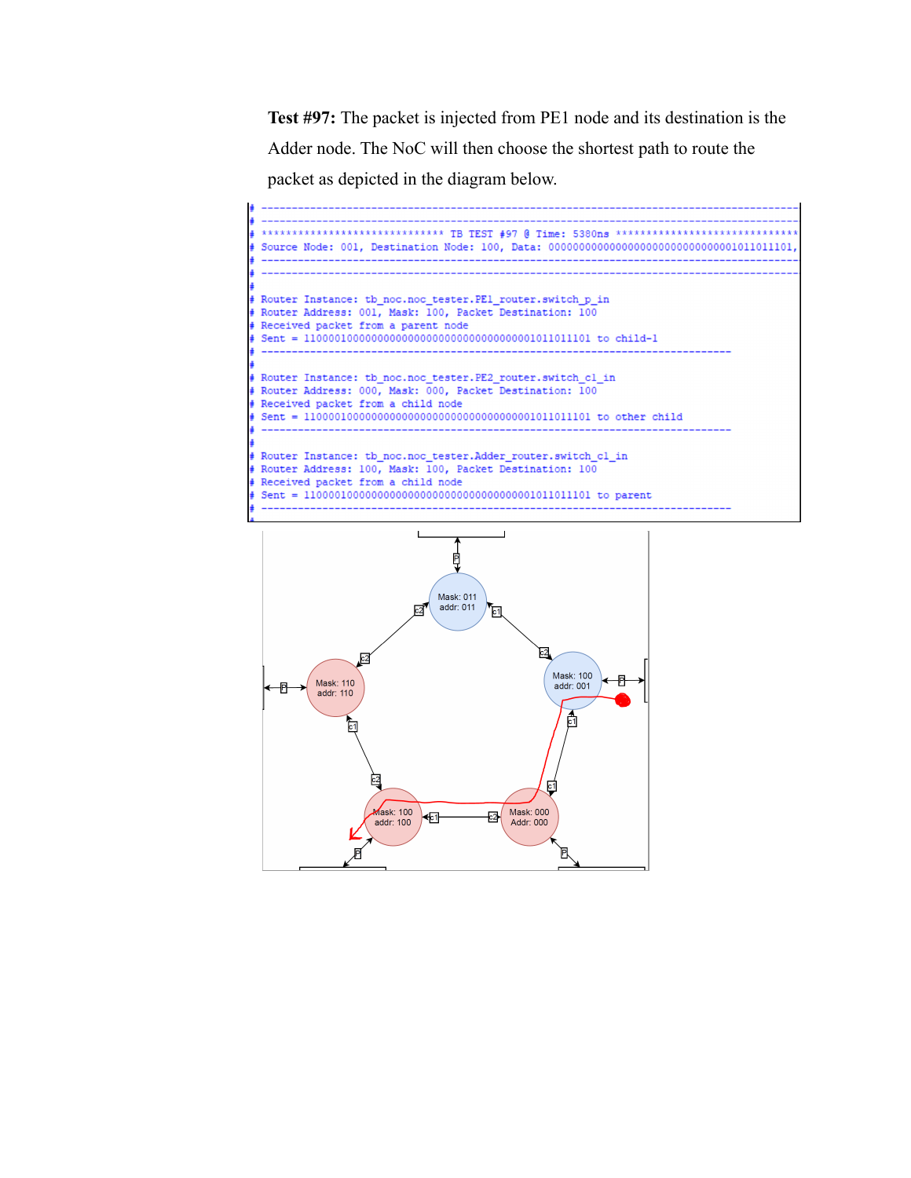**Test #97:** The packet is injected from PE1 node and its destination is the Adder node. The NoC will then choose the shortest path to route the packet as depicted in the diagram below.

```
# ------------------------------------------------------------------------------------
# ------------------------------------------------------------------------------------
# ***************************** TB TEST #97 @ Time: 5380ns *****************************
# Source Node: 001, Destination Node: 100, Data: 00000000000000000000000000001011011101,
# ------------------------------------------------------------------------------------
# ------------------------------------------------------------------------------------
#
# Router Instance: tb_noc.noc_tester.PE1_router.switch_p_in
# Router Address: 001, Mask: 100, Packet Destination: 100
# Received packet from a parent node
# Sent = 1100001000000000000000000000000000001011011101 to child-1
# ----------------------------------------------------------------------
#
# Router Instance: tb_noc.noc_tester.PE2_router.switch_c1_in
# Router Address: 000, Mask: 000, Packet Destination: 100
# Received packet from a child node
# Sent = 1100001000000000000000000000000000001011011101 to other child
# ----------------------------------------------------------------------
#
# Router Instance: tb_noc.noc_tester.Adder_router.switch_c1_in
# Router Address: 100, Mask: 100, Packet Destination: 100
# Received packet from a child node
# Sent = 1100001000000000000000000000000000001011011101 to parent
# ----------------------------------------------------------------------
#
```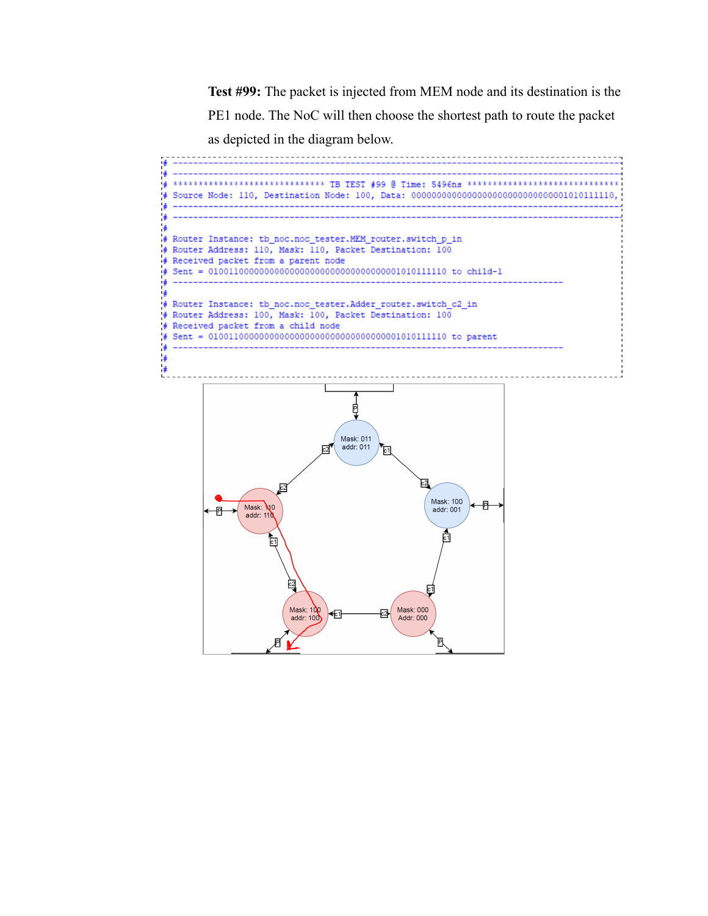**Test #99:** The packet is injected from MEM node and its destination is the PE1 node. The NoC will then choose the shortest path to route the packet as depicted in the diagram below.

```
# ----------------------------------------------------------------------------------------
# ----------------------------------------------------------------------------------------
# ***************************** TB TEST #99 @ Time: 5496ns ******************************
# Source Node: 110, Destination Node: 100, Data: 00000000000000000000000000000001010111110,
# ----------------------------------------------------------------------------------------
# ----------------------------------------------------------------------------------------
#
# Router Instance: tb_noc.noc_tester.MEM_router.switch_p_in
# Router Address: 110, Mask: 110, Packet Destination: 100
# Received packet from a parent node
# Sent = 0100110000000000000000000000000000000001010111110 to child-1
# ----------------------------------------------------------------------------
#
# Router Instance: tb_noc.noc_tester.Adder_router.switch_c2_in
# Router Address: 100, Mask: 100, Packet Destination: 100
# Received packet from a child node
# Sent = 0100110000000000000000000000000000000001010111110 to parent
# ----------------------------------------------------------------------------
#
#
```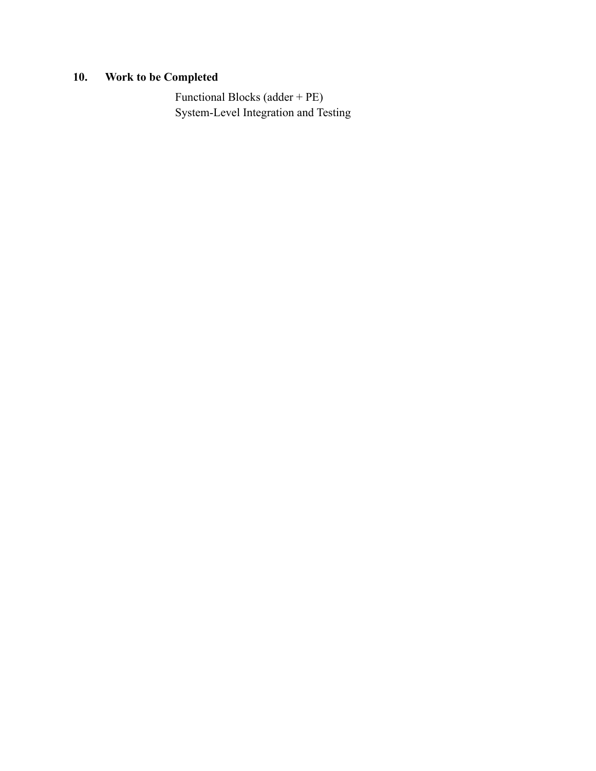## 10. Work to be Completed

Functional Blocks (adder + PE)
System-Level Integration and Testing